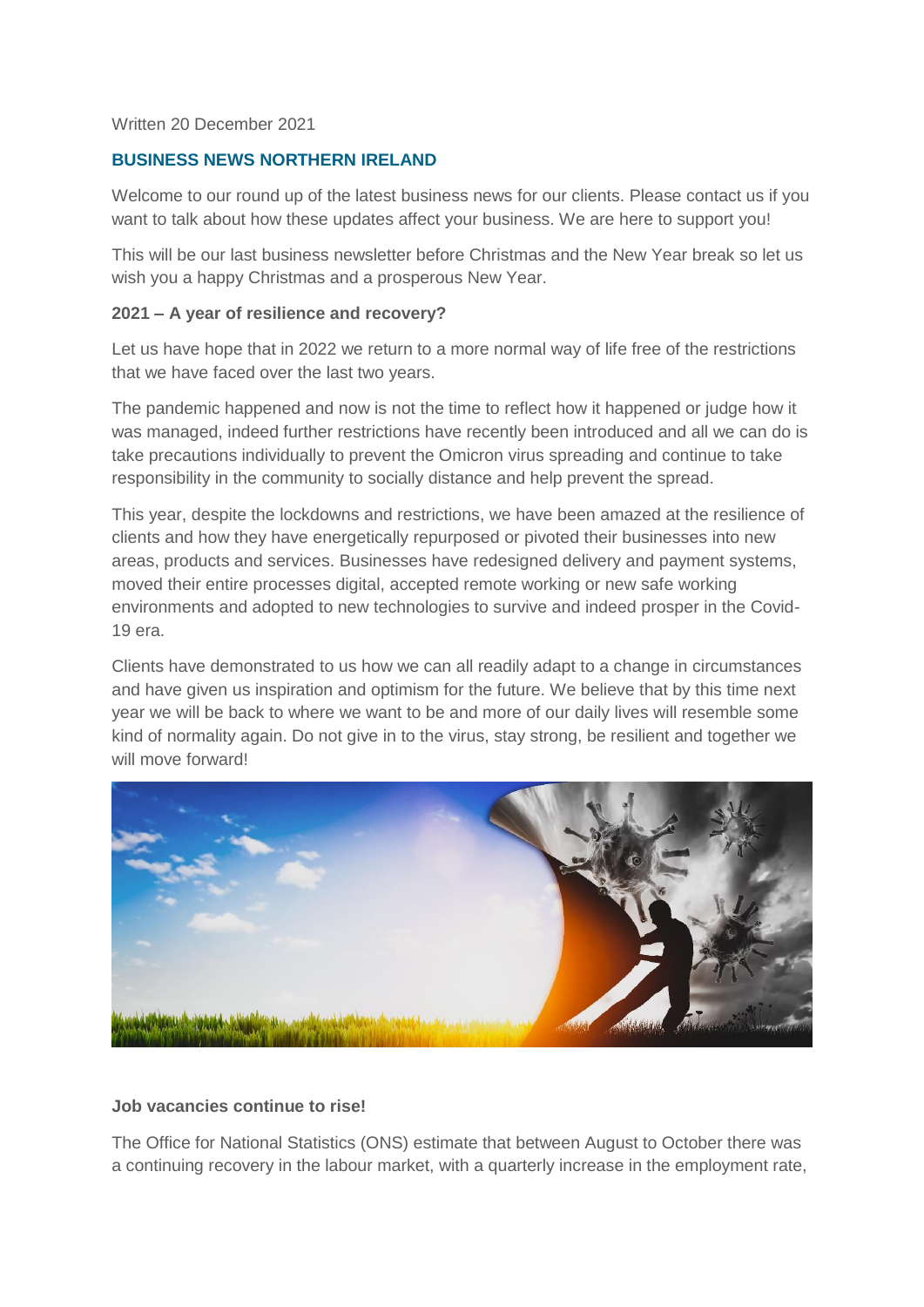Written 20 December 2021

## BUSINESS NEWS NORTHERN IRELAND

Welcome to our round up of the latest business news for our clients. Please contact us if you want to talk about how these updates affect your business. We are here to support you!

This will be our last business newsletter before Christmas and the New Year break so let us wish you a happy Christmas and a prosperous New Year.

### 2021 – A year of resilience and recovery?

Let us have hope that in 2022 we return to a more normal way of life free of the restrictions that we have faced over the last two years.

The pandemic happened and now is not the time to reflect how it happened or judge how it was managed, indeed further restrictions have recently been introduced and all we can do is take precautions individually to prevent the Omicron virus spreading and continue to take responsibility in the community to socially distance and help prevent the spread.

This year, despite the lockdowns and restrictions, we have been amazed at the resilience of clients and how they have energetically repurposed or pivoted their businesses into new areas, products and services. Businesses have redesigned delivery and payment systems, moved their entire processes digital, accepted remote working or new safe working environments and adopted to new technologies to survive and indeed prosper in the Covid-19 era.

Clients have demonstrated to us how we can all readily adapt to a change in circumstances and have given us inspiration and optimism for the future. We believe that by this time next year we will be back to where we want to be and more of our daily lives will resemble some kind of normality again. Do not give in to the virus, stay strong, be resilient and together we will move forward!

### Job vacancies continue to rise!

The Office for National Statistics (ONS) estimate that between August to October there was a continuing recovery in the labour market, with a quarterly increase in the employment rate,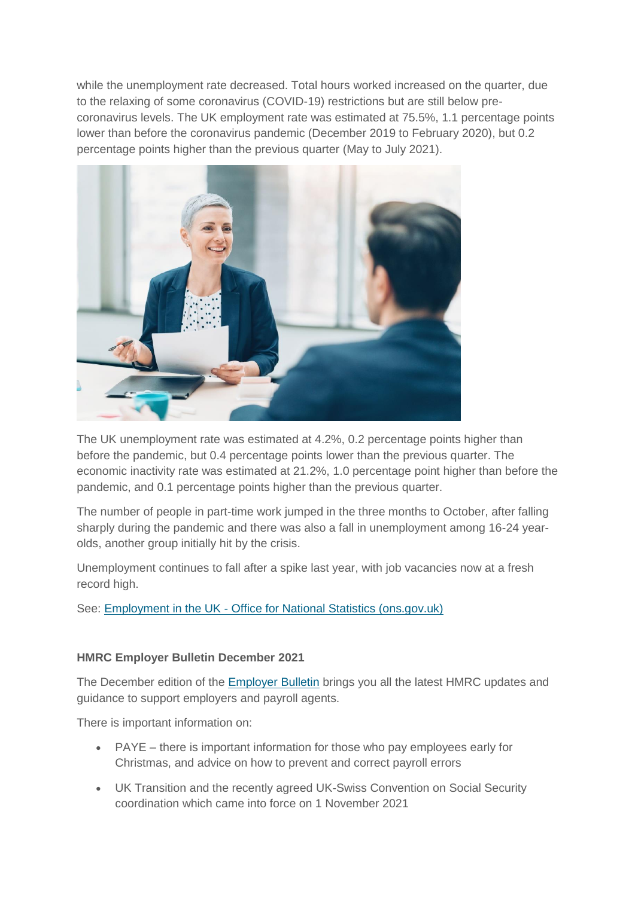while the unemployment rate decreased. Total hours worked increased on the quarter, due to the relaxing of some coronavirus (COVID-19) restrictions but are still below pre-coronavirus levels. The UK employment rate was estimated at 75.5%, 1.1 percentage points lower than before the coronavirus pandemic (December 2019 to February 2020), but 0.2 percentage points higher than the previous quarter (May to July 2021).

The UK unemployment rate was estimated at 4.2%, 0.2 percentage points higher than before the pandemic, but 0.4 percentage points lower than the previous quarter. The economic inactivity rate was estimated at 21.2%, 1.0 percentage point higher than before the pandemic, and 0.1 percentage points higher than the previous quarter.

The number of people in part-time work jumped in the three months to October, after falling sharply during the pandemic and there was also a fall in unemployment among 16-24 year-olds, another group initially hit by the crisis.

Unemployment continues to fall after a spike last year, with job vacancies now at a fresh record high.

See: [Employment in the UK - Office for National Statistics (ons.gov.uk)]

**HMRC Employer Bulletin December 2021**

The December edition of the [Employer Bulletin] brings you all the latest HMRC updates and guidance to support employers and payroll agents.

There is important information on:

- PAYE – there is important information for those who pay employees early for Christmas, and advice on how to prevent and correct payroll errors
- UK Transition and the recently agreed UK-Swiss Convention on Social Security coordination which came into force on 1 November 2021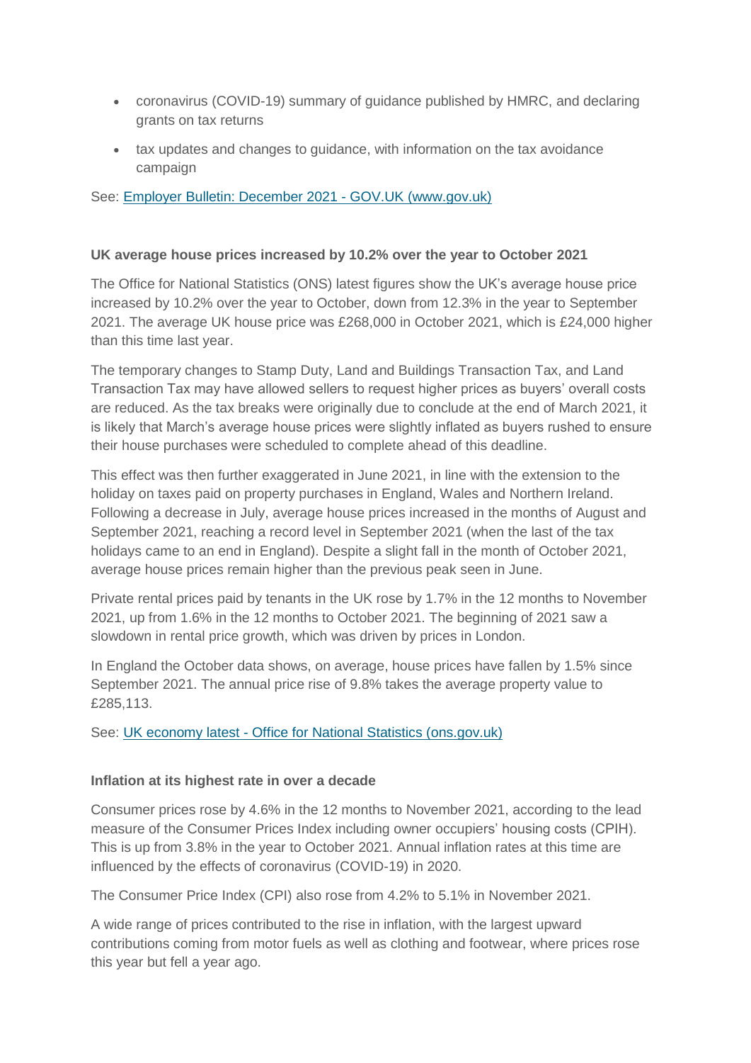- coronavirus (COVID-19) summary of guidance published by HMRC, and declaring grants on tax returns
- tax updates and changes to guidance, with information on the tax avoidance campaign

See: [Employer Bulletin: December 2021 - GOV.UK (www.gov.uk)]

**UK average house prices increased by 10.2% over the year to October 2021**

The Office for National Statistics (ONS) latest figures show the UK's average house price increased by 10.2% over the year to October, down from 12.3% in the year to September 2021. The average UK house price was £268,000 in October 2021, which is £24,000 higher than this time last year.

The temporary changes to Stamp Duty, Land and Buildings Transaction Tax, and Land Transaction Tax may have allowed sellers to request higher prices as buyers' overall costs are reduced. As the tax breaks were originally due to conclude at the end of March 2021, it is likely that March's average house prices were slightly inflated as buyers rushed to ensure their house purchases were scheduled to complete ahead of this deadline.

This effect was then further exaggerated in June 2021, in line with the extension to the holiday on taxes paid on property purchases in England, Wales and Northern Ireland. Following a decrease in July, average house prices increased in the months of August and September 2021, reaching a record level in September 2021 (when the last of the tax holidays came to an end in England). Despite a slight fall in the month of October 2021, average house prices remain higher than the previous peak seen in June.

Private rental prices paid by tenants in the UK rose by 1.7% in the 12 months to November 2021, up from 1.6% in the 12 months to October 2021. The beginning of 2021 saw a slowdown in rental price growth, which was driven by prices in London.

In England the October data shows, on average, house prices have fallen by 1.5% since September 2021. The annual price rise of 9.8% takes the average property value to £285,113.

See: [UK economy latest - Office for National Statistics (ons.gov.uk)]

**Inflation at its highest rate in over a decade**

Consumer prices rose by 4.6% in the 12 months to November 2021, according to the lead measure of the Consumer Prices Index including owner occupiers' housing costs (CPIH). This is up from 3.8% in the year to October 2021. Annual inflation rates at this time are influenced by the effects of coronavirus (COVID-19) in 2020.

The Consumer Price Index (CPI) also rose from 4.2% to 5.1% in November 2021.

A wide range of prices contributed to the rise in inflation, with the largest upward contributions coming from motor fuels as well as clothing and footwear, where prices rose this year but fell a year ago.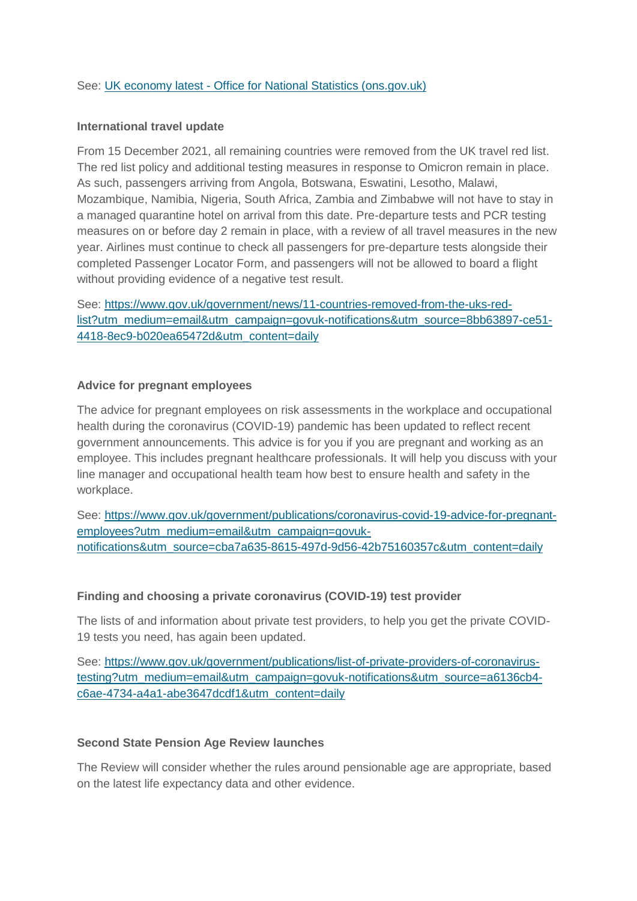See: [UK economy latest - Office for National Statistics (ons.gov.uk)](UK economy latest - Office for National Statistics (ons.gov.uk))

**International travel update**

From 15 December 2021, all remaining countries were removed from the UK travel red list. The red list policy and additional testing measures in response to Omicron remain in place. As such, passengers arriving from Angola, Botswana, Eswatini, Lesotho, Malawi, Mozambique, Namibia, Nigeria, South Africa, Zambia and Zimbabwe will not have to stay in a managed quarantine hotel on arrival from this date. Pre-departure tests and PCR testing measures on or before day 2 remain in place, with a review of all travel measures in the new year. Airlines must continue to check all passengers for pre-departure tests alongside their completed Passenger Locator Form, and passengers will not be allowed to board a flight without providing evidence of a negative test result.

See: https://www.gov.uk/government/news/11-countries-removed-from-the-uks-red-list?utm_medium=email&utm_campaign=govuk-notifications&utm_source=8bb63897-ce51-4418-8ec9-b020ea65472d&utm_content=daily

**Advice for pregnant employees**

The advice for pregnant employees on risk assessments in the workplace and occupational health during the coronavirus (COVID-19) pandemic has been updated to reflect recent government announcements. This advice is for you if you are pregnant and working as an employee. This includes pregnant healthcare professionals. It will help you discuss with your line manager and occupational health team how best to ensure health and safety in the workplace.

See: https://www.gov.uk/government/publications/coronavirus-covid-19-advice-for-pregnant-employees?utm_medium=email&utm_campaign=govuk-notifications&utm_source=cba7a635-8615-497d-9d56-42b75160357c&utm_content=daily

**Finding and choosing a private coronavirus (COVID-19) test provider**

The lists of and information about private test providers, to help you get the private COVID-19 tests you need, has again been updated.

See: https://www.gov.uk/government/publications/list-of-private-providers-of-coronavirus-testing?utm_medium=email&utm_campaign=govuk-notifications&utm_source=a6136cb4-c6ae-4734-a4a1-abe3647dcdf1&utm_content=daily

**Second State Pension Age Review launches**

The Review will consider whether the rules around pensionable age are appropriate, based on the latest life expectancy data and other evidence.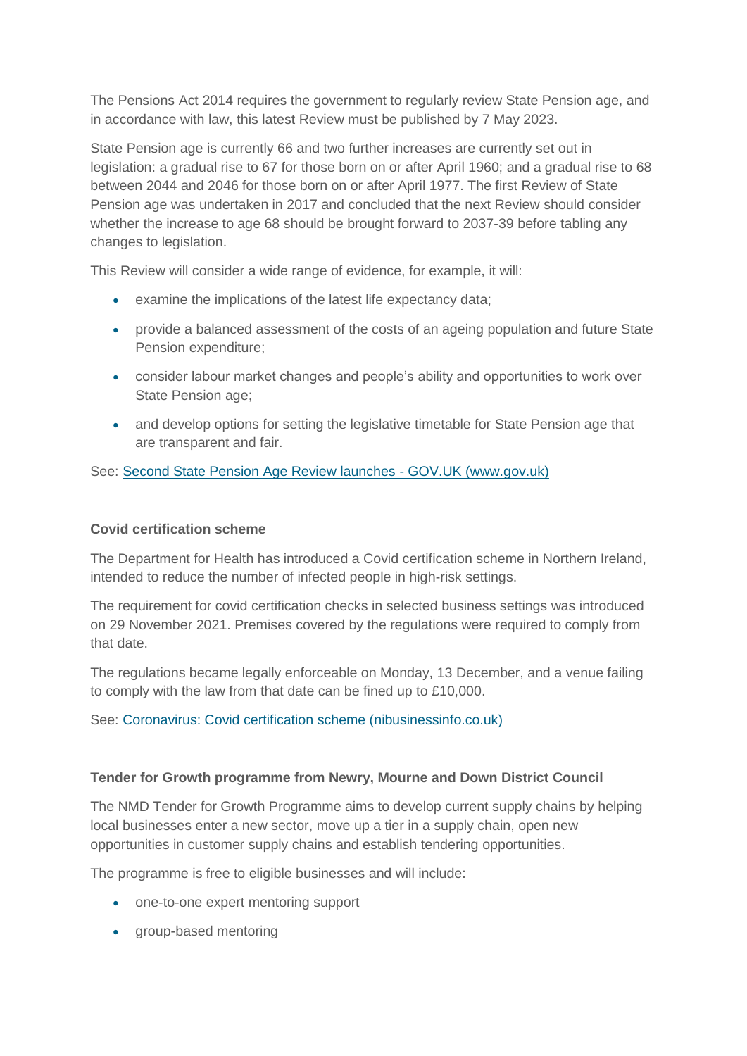The Pensions Act 2014 requires the government to regularly review State Pension age, and in accordance with law, this latest Review must be published by 7 May 2023.

State Pension age is currently 66 and two further increases are currently set out in legislation: a gradual rise to 67 for those born on or after April 1960; and a gradual rise to 68 between 2044 and 2046 for those born on or after April 1977. The first Review of State Pension age was undertaken in 2017 and concluded that the next Review should consider whether the increase to age 68 should be brought forward to 2037-39 before tabling any changes to legislation.

This Review will consider a wide range of evidence, for example, it will:

- examine the implications of the latest life expectancy data;
- provide a balanced assessment of the costs of an ageing population and future State Pension expenditure;
- consider labour market changes and people's ability and opportunities to work over State Pension age;
- and develop options for setting the legislative timetable for State Pension age that are transparent and fair.

See: [Second State Pension Age Review launches - GOV.UK (www.gov.uk)]

**Covid certification scheme**

The Department for Health has introduced a Covid certification scheme in Northern Ireland, intended to reduce the number of infected people in high-risk settings.

The requirement for covid certification checks in selected business settings was introduced on 29 November 2021. Premises covered by the regulations were required to comply from that date.

The regulations became legally enforceable on Monday, 13 December, and a venue failing to comply with the law from that date can be fined up to £10,000.

See: [Coronavirus: Covid certification scheme (nibusinessinfo.co.uk)]

**Tender for Growth programme from Newry, Mourne and Down District Council**

The NMD Tender for Growth Programme aims to develop current supply chains by helping local businesses enter a new sector, move up a tier in a supply chain, open new opportunities in customer supply chains and establish tendering opportunities.

The programme is free to eligible businesses and will include:

- one-to-one expert mentoring support
- group-based mentoring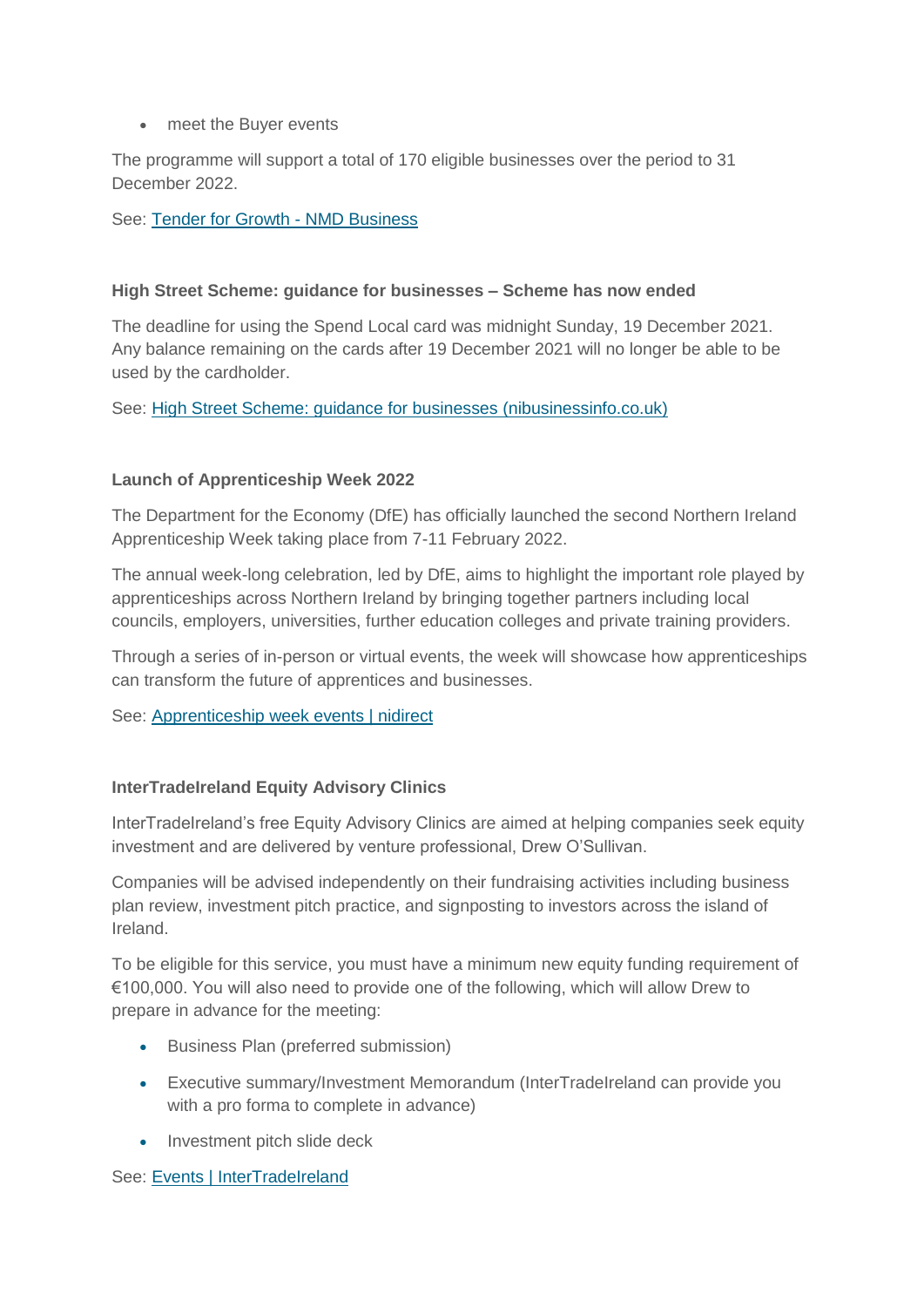- meet the Buyer events

The programme will support a total of 170 eligible businesses over the period to 31 December 2022.

See: [Tender for Growth - NMD Business]

**High Street Scheme: guidance for businesses – Scheme has now ended**

The deadline for using the Spend Local card was midnight Sunday, 19 December 2021. Any balance remaining on the cards after 19 December 2021 will no longer be able to be used by the cardholder.

See: [High Street Scheme: guidance for businesses (nibusinessinfo.co.uk)]

**Launch of Apprenticeship Week 2022**

The Department for the Economy (DfE) has officially launched the second Northern Ireland Apprenticeship Week taking place from 7-11 February 2022.

The annual week-long celebration, led by DfE, aims to highlight the important role played by apprenticeships across Northern Ireland by bringing together partners including local councils, employers, universities, further education colleges and private training providers.

Through a series of in-person or virtual events, the week will showcase how apprenticeships can transform the future of apprentices and businesses.

See: [Apprenticeship week events | nidirect]

**InterTradeIreland Equity Advisory Clinics**

InterTradeIreland's free Equity Advisory Clinics are aimed at helping companies seek equity investment and are delivered by venture professional, Drew O'Sullivan.

Companies will be advised independently on their fundraising activities including business plan review, investment pitch practice, and signposting to investors across the island of Ireland.

To be eligible for this service, you must have a minimum new equity funding requirement of €100,000. You will also need to provide one of the following, which will allow Drew to prepare in advance for the meeting:

- Business Plan (preferred submission)
- Executive summary/Investment Memorandum (InterTradeIreland can provide you with a pro forma to complete in advance)
- Investment pitch slide deck

See: [Events | InterTradeIreland]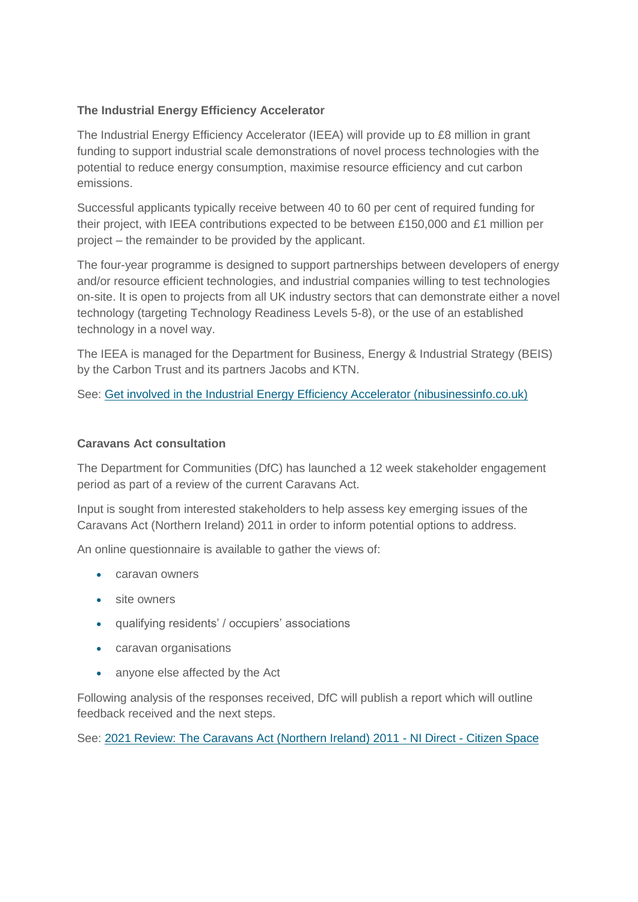### The Industrial Energy Efficiency Accelerator

The Industrial Energy Efficiency Accelerator (IEEA) will provide up to £8 million in grant funding to support industrial scale demonstrations of novel process technologies with the potential to reduce energy consumption, maximise resource efficiency and cut carbon emissions.

Successful applicants typically receive between 40 to 60 per cent of required funding for their project, with IEEA contributions expected to be between £150,000 and £1 million per project – the remainder to be provided by the applicant.

The four-year programme is designed to support partnerships between developers of energy and/or resource efficient technologies, and industrial companies willing to test technologies on-site. It is open to projects from all UK industry sectors that can demonstrate either a novel technology (targeting Technology Readiness Levels 5-8), or the use of an established technology in a novel way.

The IEEA is managed for the Department for Business, Energy & Industrial Strategy (BEIS) by the Carbon Trust and its partners Jacobs and KTN.

See: [Get involved in the Industrial Energy Efficiency Accelerator (nibusinessinfo.co.uk)]()

### Caravans Act consultation

The Department for Communities (DfC) has launched a 12 week stakeholder engagement period as part of a review of the current Caravans Act.

Input is sought from interested stakeholders to help assess key emerging issues of the Caravans Act (Northern Ireland) 2011 in order to inform potential options to address.

An online questionnaire is available to gather the views of:

- caravan owners
- site owners
- qualifying residents' / occupiers' associations
- caravan organisations
- anyone else affected by the Act

Following analysis of the responses received, DfC will publish a report which will outline feedback received and the next steps.

See: [2021 Review: The Caravans Act (Northern Ireland) 2011 - NI Direct - Citizen Space]()